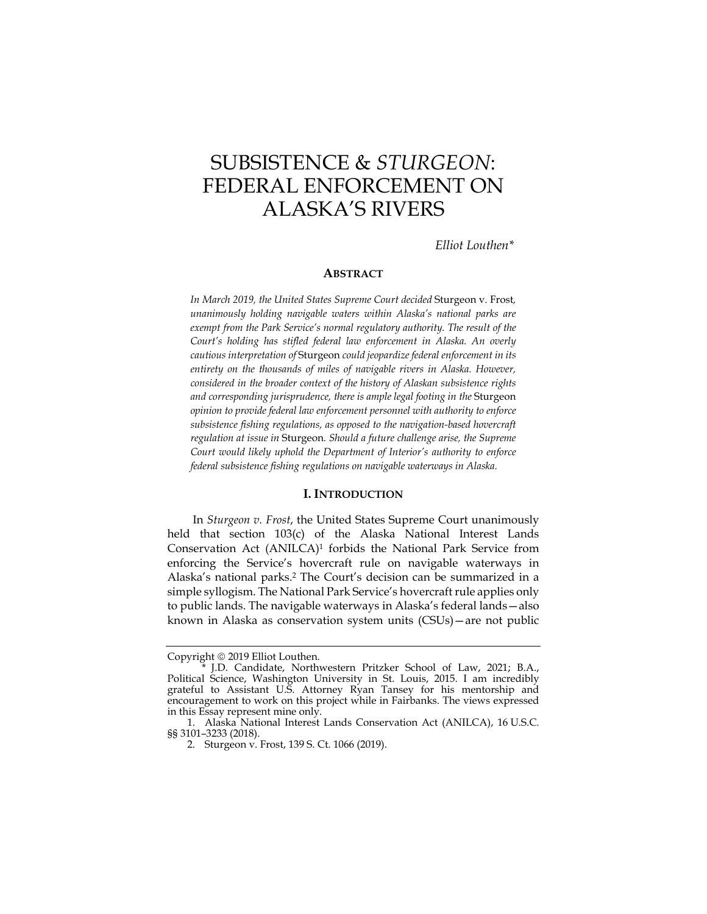# SUBSISTENCE & *STURGEON*: FEDERAL ENFORCEMENT ON ALASKA'S RIVERS

*Elliot Louthen**

## ABSTRACT

*In March 2019, the United States Supreme Court decided* Sturgeon v. Frost*, unanimously holding navigable waters within Alaska's national parks are exempt from the Park Service's normal regulatory authority. The result of the Court's holding has stifled federal law enforcement in Alaska. An overly cautious interpretation of* Sturgeon *could jeopardize federal enforcement in its entirety on the thousands of miles of navigable rivers in Alaska. However, considered in the broader context of the history of Alaskan subsistence rights and corresponding jurisprudence, there is ample legal footing in the* Sturgeon *opinion to provide federal law enforcement personnel with authority to enforce subsistence fishing regulations, as opposed to the navigation-based hovercraft regulation at issue in* Sturgeon*. Should a future challenge arise, the Supreme Court would likely uphold the Department of Interior's authority to enforce federal subsistence fishing regulations on navigable waterways in Alaska.*

## I. INTRODUCTION

In *Sturgeon v. Frost*, the United States Supreme Court unanimously held that section 103(c) of the Alaska National Interest Lands Conservation Act (ANILCA)[1] forbids the National Park Service from enforcing the Service's hovercraft rule on navigable waterways in Alaska's national parks.[2] The Court's decision can be summarized in a simple syllogism. The National Park Service's hovercraft rule applies only to public lands. The navigable waterways in Alaska's federal lands—also known in Alaska as conservation system units (CSUs)—are not public

---

Copyright © 2019 Elliot Louthen.

\* J.D. Candidate, Northwestern Pritzker School of Law, 2021; B.A., Political Science, Washington University in St. Louis, 2015. I am incredibly grateful to Assistant U.S. Attorney Ryan Tansey for his mentorship and encouragement to work on this project while in Fairbanks. The views expressed in this Essay represent mine only.

1. Alaska National Interest Lands Conservation Act (ANILCA), 16 U.S.C. §§ 3101–3233 (2018).

2. Sturgeon v. Frost, 139 S. Ct. 1066 (2019).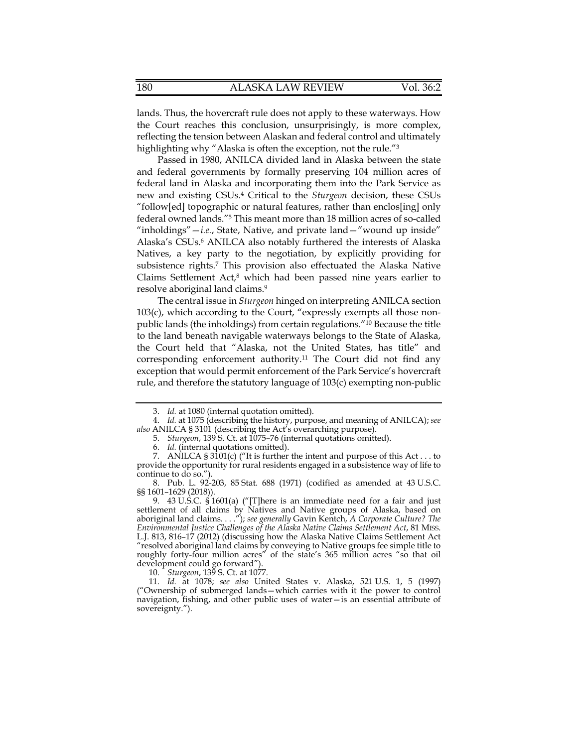lands. Thus, the hovercraft rule does not apply to these waterways. How the Court reaches this conclusion, unsurprisingly, is more complex, reflecting the tension between Alaskan and federal control and ultimately highlighting why "Alaska is often the exception, not the rule."[3]

Passed in 1980, ANILCA divided land in Alaska between the state and federal governments by formally preserving 104 million acres of federal land in Alaska and incorporating them into the Park Service as new and existing CSUs.[4] Critical to the *Sturgeon* decision, these CSUs "follow[ed] topographic or natural features, rather than enclos[ing] only federal owned lands."[5] This meant more than 18 million acres of so-called "inholdings"—*i.e.*, State, Native, and private land—"wound up inside" Alaska's CSUs.[6] ANILCA also notably furthered the interests of Alaska Natives, a key party to the negotiation, by explicitly providing for subsistence rights.[7] This provision also effectuated the Alaska Native Claims Settlement Act,[8] which had been passed nine years earlier to resolve aboriginal land claims.[9]

The central issue in *Sturgeon* hinged on interpreting ANILCA section 103(c), which according to the Court, "expressly exempts all those non-public lands (the inholdings) from certain regulations."[10] Because the title to the land beneath navigable waterways belongs to the State of Alaska, the Court held that "Alaska, not the United States, has title" and corresponding enforcement authority.[11] The Court did not find any exception that would permit enforcement of the Park Service's hovercraft rule, and therefore the statutory language of 103(c) exempting non-public

---

3. *Id.* at 1080 (internal quotation omitted).

4. *Id.* at 1075 (describing the history, purpose, and meaning of ANILCA); *see also* ANILCA § 3101 (describing the Act's overarching purpose).

5. *Sturgeon*, 139 S. Ct. at 1075–76 (internal quotations omitted).

6. *Id.* (internal quotations omitted).

7. ANILCA § 3101(c) ("It is further the intent and purpose of this Act . . . to provide the opportunity for rural residents engaged in a subsistence way of life to continue to do so.").

8. Pub. L. 92-203, 85 Stat. 688 (1971) (codified as amended at 43 U.S.C. §§ 1601–1629 (2018)).

9. 43 U.S.C. § 1601(a) ("[T]here is an immediate need for a fair and just settlement of all claims by Natives and Native groups of Alaska, based on aboriginal land claims. . . ."); *see generally* Gavin Kentch, *A Corporate Culture? The Environmental Justice Challenges of the Alaska Native Claims Settlement Act*, 81 MISS. L.J. 813, 816–17 (2012) (discussing how the Alaska Native Claims Settlement Act "resolved aboriginal land claims by conveying to Native groups fee simple title to roughly forty-four million acres" of the state's 365 million acres "so that oil development could go forward").

10. *Sturgeon*, 139 S. Ct. at 1077.

11. *Id.* at 1078; *see also* United States v. Alaska, 521 U.S. 1, 5 (1997) ("Ownership of submerged lands—which carries with it the power to control navigation, fishing, and other public uses of water—is an essential attribute of sovereignty.").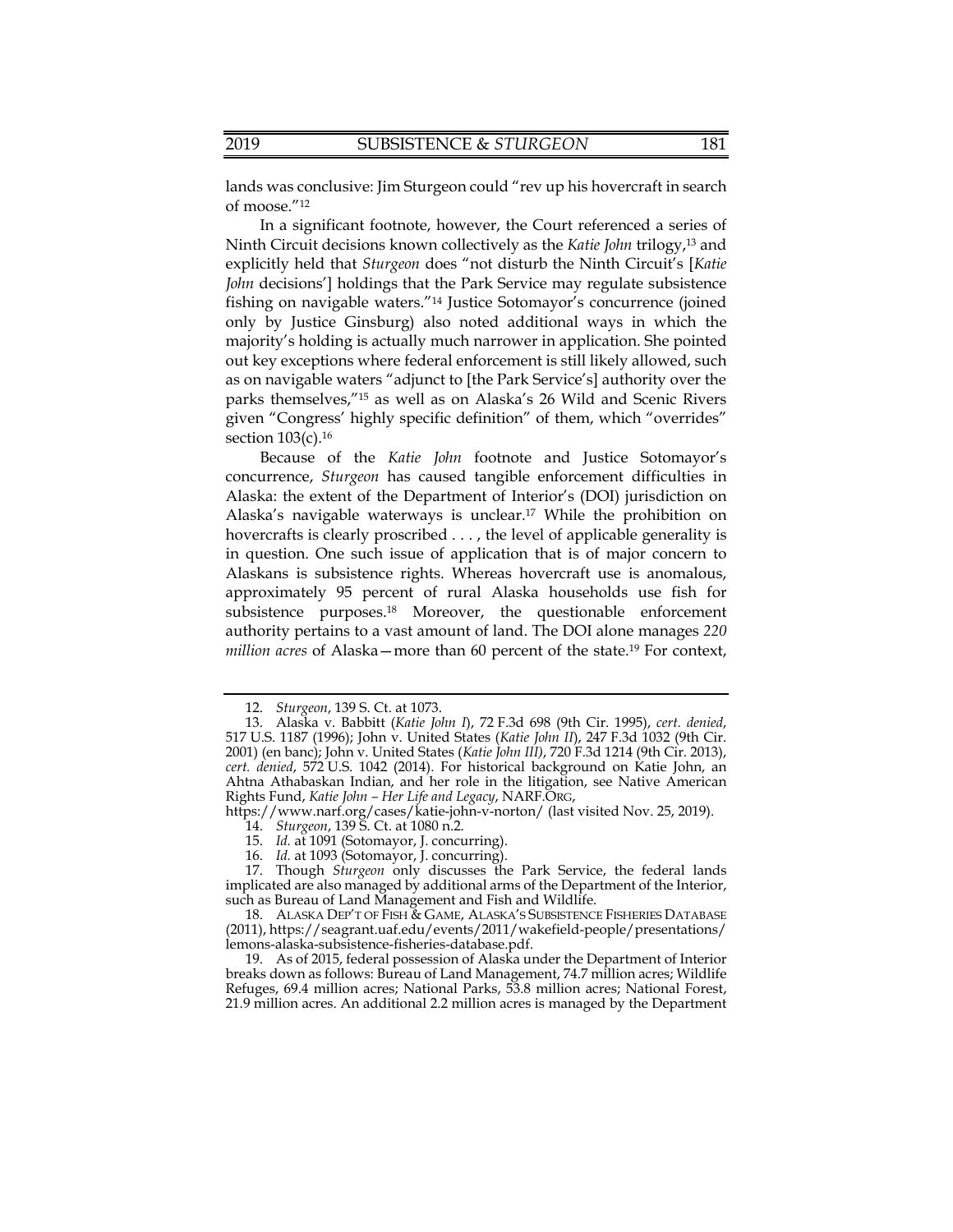lands was conclusive: Jim Sturgeon could "rev up his hovercraft in search of moose."[12]

In a significant footnote, however, the Court referenced a series of Ninth Circuit decisions known collectively as the *Katie John* trilogy,[13] and explicitly held that *Sturgeon* does "not disturb the Ninth Circuit's [*Katie John* decisions'] holdings that the Park Service may regulate subsistence fishing on navigable waters."[14] Justice Sotomayor's concurrence (joined only by Justice Ginsburg) also noted additional ways in which the majority's holding is actually much narrower in application. She pointed out key exceptions where federal enforcement is still likely allowed, such as on navigable waters "adjunct to [the Park Service's] authority over the parks themselves,"[15] as well as on Alaska's 26 Wild and Scenic Rivers given "Congress' highly specific definition" of them, which "overrides" section 103(c).[16]

Because of the *Katie John* footnote and Justice Sotomayor's concurrence, *Sturgeon* has caused tangible enforcement difficulties in Alaska: the extent of the Department of Interior's (DOI) jurisdiction on Alaska's navigable waterways is unclear.[17] While the prohibition on hovercrafts is clearly proscribed . . . , the level of applicable generality is in question. One such issue of application that is of major concern to Alaskans is subsistence rights. Whereas hovercraft use is anomalous, approximately 95 percent of rural Alaska households use fish for subsistence purposes.[18] Moreover, the questionable enforcement authority pertains to a vast amount of land. The DOI alone manages *220 million acres* of Alaska—more than 60 percent of the state.[19] For context,

---

12. *Sturgeon*, 139 S. Ct. at 1073.

13. Alaska v. Babbitt (*Katie John I*), 72 F.3d 698 (9th Cir. 1995), *cert. denied*, 517 U.S. 1187 (1996); John v. United States (*Katie John II*), 247 F.3d 1032 (9th Cir. 2001) (en banc); John v. United States (*Katie John III)*, 720 F.3d 1214 (9th Cir. 2013), *cert. denied*, 572 U.S. 1042 (2014). For historical background on Katie John, an Ahtna Athabaskan Indian, and her role in the litigation, see Native American Rights Fund, *Katie John – Her Life and Legacy*, NARF.ORG, https://www.narf.org/cases/katie-john-v-norton/ (last visited Nov. 25, 2019).

14. *Sturgeon*, 139 S. Ct. at 1080 n.2.

15. *Id.* at 1091 (Sotomayor, J. concurring).

16. *Id.* at 1093 (Sotomayor, J. concurring).

17. Though *Sturgeon* only discusses the Park Service, the federal lands implicated are also managed by additional arms of the Department of the Interior, such as Bureau of Land Management and Fish and Wildlife.

18. ALASKA DEP'T OF FISH & GAME, ALASKA'S SUBSISTENCE FISHERIES DATABASE (2011), https://seagrant.uaf.edu/events/2011/wakefield-people/presentations/lemons-alaska-subsistence-fisheries-database.pdf.

19. As of 2015, federal possession of Alaska under the Department of Interior breaks down as follows: Bureau of Land Management, 74.7 million acres; Wildlife Refuges, 69.4 million acres; National Parks, 53.8 million acres; National Forest, 21.9 million acres. An additional 2.2 million acres is managed by the Department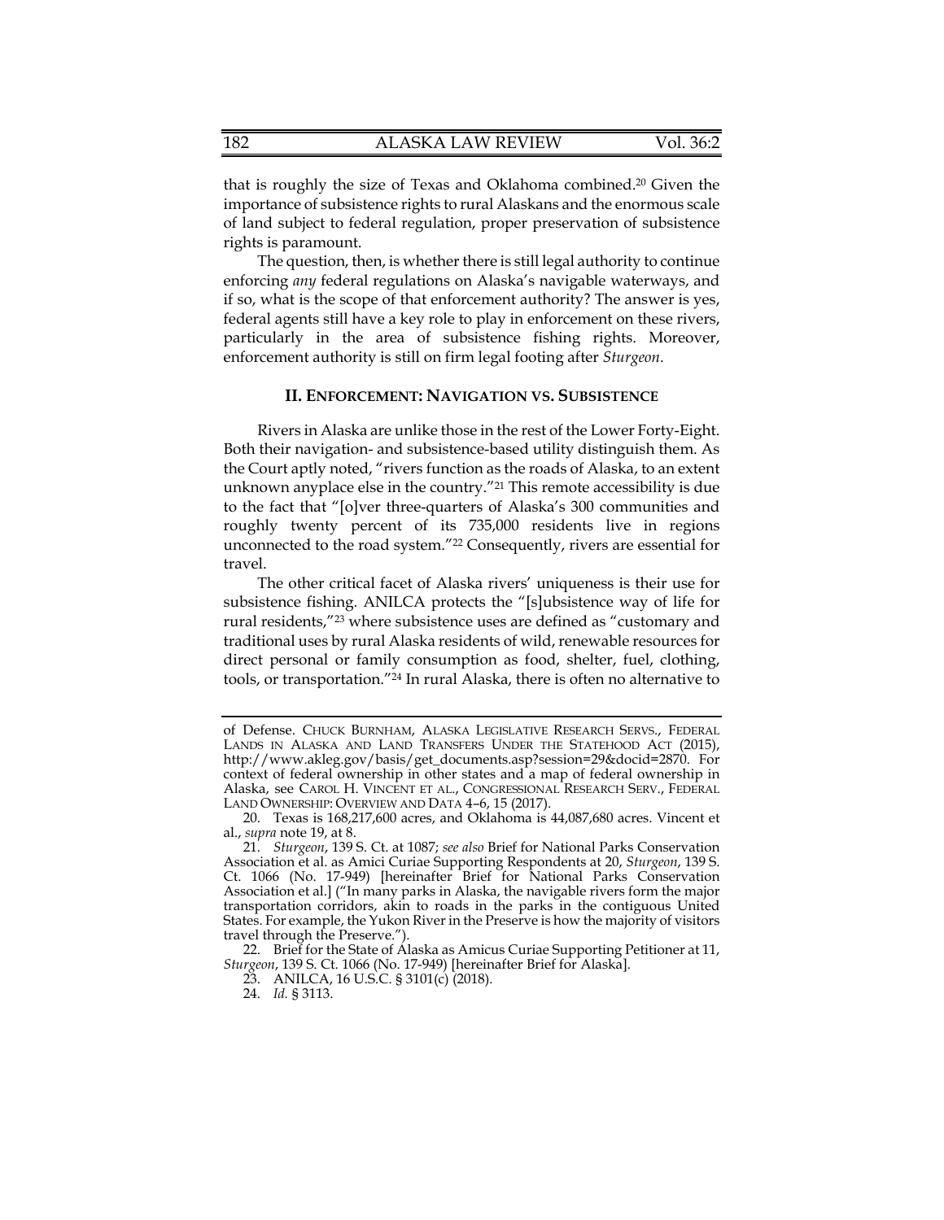that is roughly the size of Texas and Oklahoma combined.[20] Given the importance of subsistence rights to rural Alaskans and the enormous scale of land subject to federal regulation, proper preservation of subsistence rights is paramount.

The question, then, is whether there is still legal authority to continue enforcing *any* federal regulations on Alaska's navigable waterways, and if so, what is the scope of that enforcement authority? The answer is yes, federal agents still have a key role to play in enforcement on these rivers, particularly in the area of subsistence fishing rights. Moreover, enforcement authority is still on firm legal footing after *Sturgeon*.

## II. ENFORCEMENT: NAVIGATION VS. SUBSISTENCE

Rivers in Alaska are unlike those in the rest of the Lower Forty-Eight. Both their navigation- and subsistence-based utility distinguish them. As the Court aptly noted, "rivers function as the roads of Alaska, to an extent unknown anyplace else in the country."[21] This remote accessibility is due to the fact that "[o]ver three-quarters of Alaska's 300 communities and roughly twenty percent of its 735,000 residents live in regions unconnected to the road system."[22] Consequently, rivers are essential for travel.

The other critical facet of Alaska rivers' uniqueness is their use for subsistence fishing. ANILCA protects the "[s]ubsistence way of life for rural residents,"[23] where subsistence uses are defined as "customary and traditional uses by rural Alaska residents of wild, renewable resources for direct personal or family consumption as food, shelter, fuel, clothing, tools, or transportation."[24] In rural Alaska, there is often no alternative to

---

of Defense. CHUCK BURNHAM, ALASKA LEGISLATIVE RESEARCH SERVS., FEDERAL LANDS IN ALASKA AND LAND TRANSFERS UNDER THE STATEHOOD ACT (2015), http://www.akleg.gov/basis/get_documents.asp?session=29&docid=2870. For context of federal ownership in other states and a map of federal ownership in Alaska, see CAROL H. VINCENT ET AL., CONGRESSIONAL RESEARCH SERV., FEDERAL LAND OWNERSHIP: OVERVIEW AND DATA 4–6, 15 (2017).

20. Texas is 168,217,600 acres, and Oklahoma is 44,087,680 acres. Vincent et al., *supra* note 19, at 8.

21. *Sturgeon*, 139 S. Ct. at 1087; *see also* Brief for National Parks Conservation Association et al. as Amici Curiae Supporting Respondents at 20, *Sturgeon*, 139 S. Ct. 1066 (No. 17-949) [hereinafter Brief for National Parks Conservation Association et al.] ("In many parks in Alaska, the navigable rivers form the major transportation corridors, akin to roads in the parks in the contiguous United States. For example, the Yukon River in the Preserve is how the majority of visitors travel through the Preserve.").

22. Brief for the State of Alaska as Amicus Curiae Supporting Petitioner at 11, *Sturgeon*, 139 S. Ct. 1066 (No. 17-949) [hereinafter Brief for Alaska].

23. ANILCA, 16 U.S.C. § 3101(c) (2018).

24. *Id.* § 3113.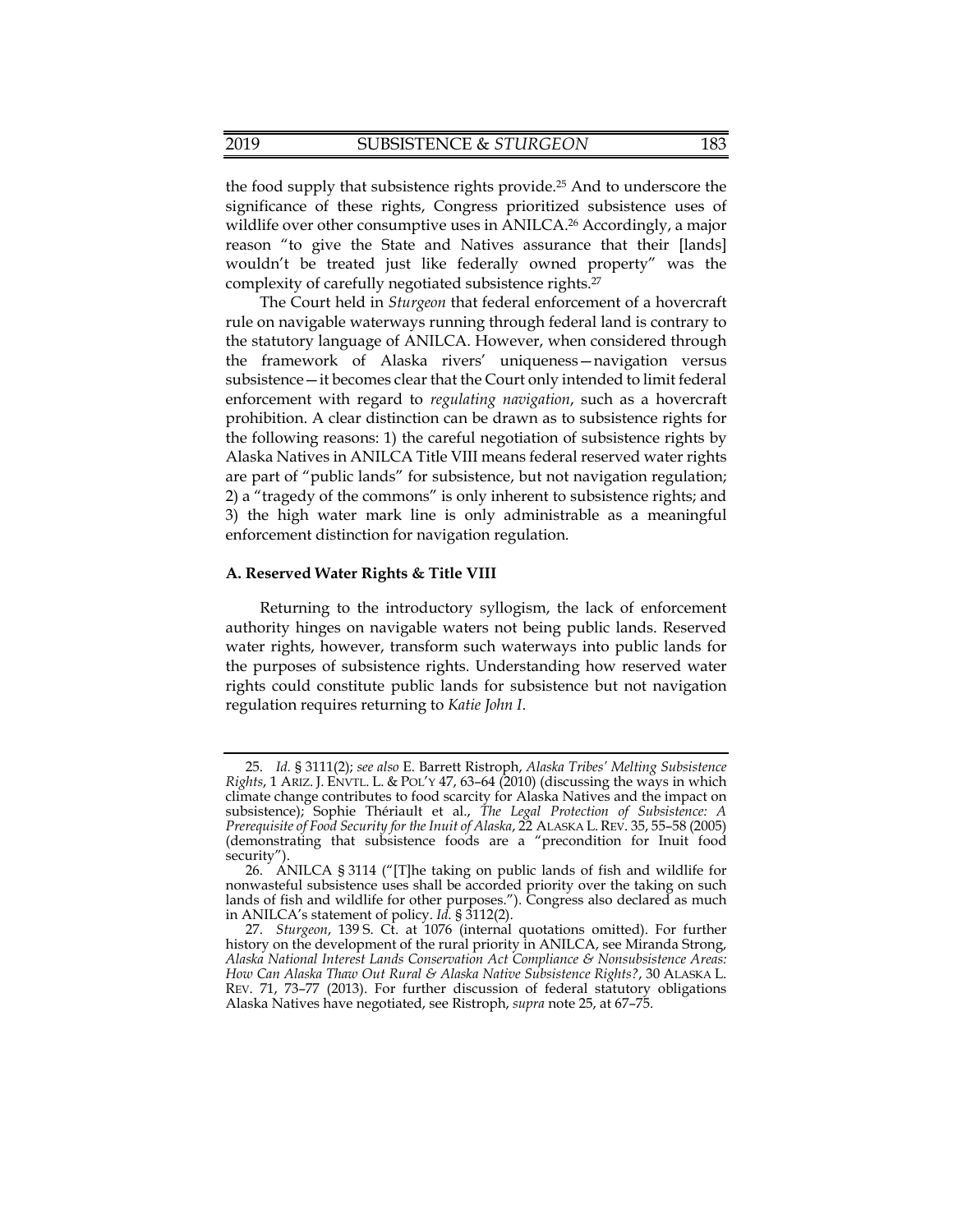the food supply that subsistence rights provide.[25] And to underscore the significance of these rights, Congress prioritized subsistence uses of wildlife over other consumptive uses in ANILCA.[26] Accordingly, a major reason "to give the State and Natives assurance that their [lands] wouldn't be treated just like federally owned property" was the complexity of carefully negotiated subsistence rights.[27]

The Court held in *Sturgeon* that federal enforcement of a hovercraft rule on navigable waterways running through federal land is contrary to the statutory language of ANILCA. However, when considered through the framework of Alaska rivers' uniqueness—navigation versus subsistence—it becomes clear that the Court only intended to limit federal enforcement with regard to *regulating navigation*, such as a hovercraft prohibition. A clear distinction can be drawn as to subsistence rights for the following reasons: 1) the careful negotiation of subsistence rights by Alaska Natives in ANILCA Title VIII means federal reserved water rights are part of "public lands" for subsistence, but not navigation regulation; 2) a "tragedy of the commons" is only inherent to subsistence rights; and 3) the high water mark line is only administrable as a meaningful enforcement distinction for navigation regulation.

### A. Reserved Water Rights & Title VIII

Returning to the introductory syllogism, the lack of enforcement authority hinges on navigable waters not being public lands. Reserved water rights, however, transform such waterways into public lands for the purposes of subsistence rights. Understanding how reserved water rights could constitute public lands for subsistence but not navigation regulation requires returning to *Katie John I*.

---

25. *Id.* § 3111(2); *see also* E. Barrett Ristroph, *Alaska Tribes' Melting Subsistence Rights*, 1 ARIZ. J. ENVTL. L. & POL'Y 47, 63–64 (2010) (discussing the ways in which climate change contributes to food scarcity for Alaska Natives and the impact on subsistence); Sophie Thériault et al., *The Legal Protection of Subsistence: A Prerequisite of Food Security for the Inuit of Alaska*, 22 ALASKA L. REV. 35, 55–58 (2005) (demonstrating that subsistence foods are a "precondition for Inuit food security").

26. ANILCA § 3114 ("[T]he taking on public lands of fish and wildlife for nonwasteful subsistence uses shall be accorded priority over the taking on such lands of fish and wildlife for other purposes."). Congress also declared as much in ANILCA's statement of policy. *Id.* § 3112(2).

27. *Sturgeon*, 139 S. Ct. at 1076 (internal quotations omitted). For further history on the development of the rural priority in ANILCA, see Miranda Strong, *Alaska National Interest Lands Conservation Act Compliance & Nonsubsistence Areas: How Can Alaska Thaw Out Rural & Alaska Native Subsistence Rights?*, 30 ALASKA L. REV. 71, 73–77 (2013). For further discussion of federal statutory obligations Alaska Natives have negotiated, see Ristroph, *supra* note 25, at 67–75.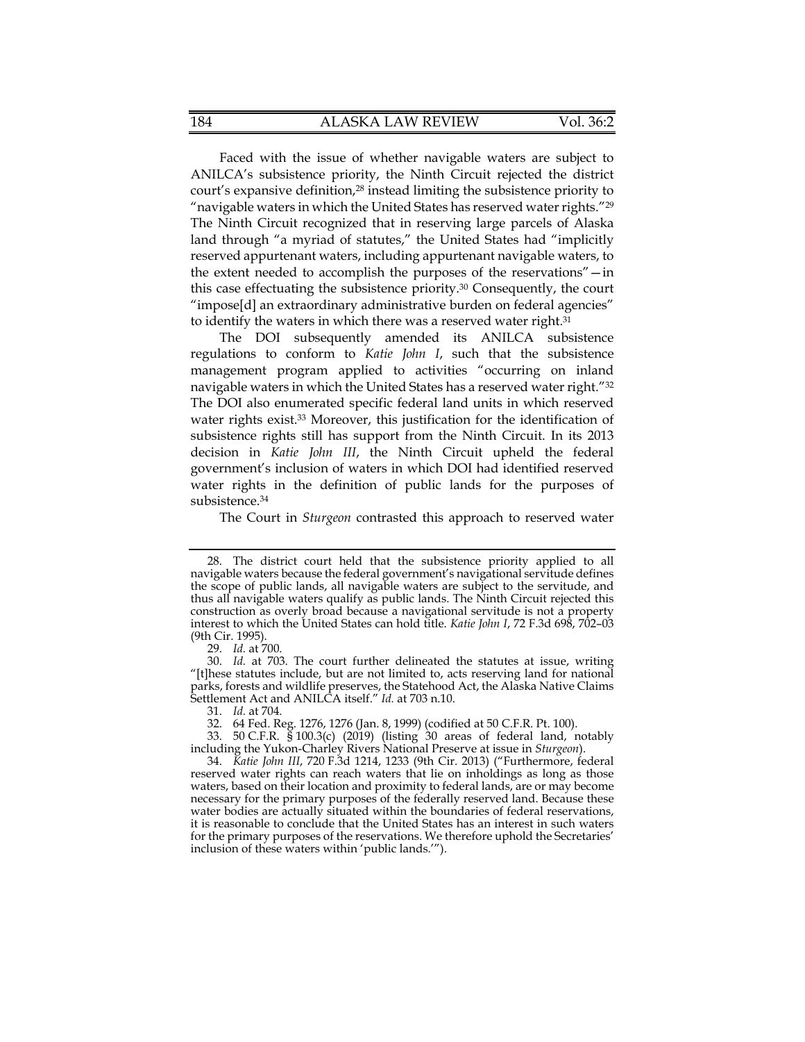Faced with the issue of whether navigable waters are subject to ANILCA's subsistence priority, the Ninth Circuit rejected the district court's expansive definition,[28] instead limiting the subsistence priority to "navigable waters in which the United States has reserved water rights."[29] The Ninth Circuit recognized that in reserving large parcels of Alaska land through "a myriad of statutes," the United States had "implicitly reserved appurtenant waters, including appurtenant navigable waters, to the extent needed to accomplish the purposes of the reservations"—in this case effectuating the subsistence priority.[30] Consequently, the court "impose[d] an extraordinary administrative burden on federal agencies" to identify the waters in which there was a reserved water right.[31]

The DOI subsequently amended its ANILCA subsistence regulations to conform to *Katie John I*, such that the subsistence management program applied to activities "occurring on inland navigable waters in which the United States has a reserved water right."[32] The DOI also enumerated specific federal land units in which reserved water rights exist.[33] Moreover, this justification for the identification of subsistence rights still has support from the Ninth Circuit. In its 2013 decision in *Katie John III*, the Ninth Circuit upheld the federal government's inclusion of waters in which DOI had identified reserved water rights in the definition of public lands for the purposes of subsistence.[34]

The Court in *Sturgeon* contrasted this approach to reserved water

---

28. The district court held that the subsistence priority applied to all navigable waters because the federal government's navigational servitude defines the scope of public lands, all navigable waters are subject to the servitude, and thus all navigable waters qualify as public lands. The Ninth Circuit rejected this construction as overly broad because a navigational servitude is not a property interest to which the United States can hold title. *Katie John I*, 72 F.3d 698, 702–03 (9th Cir. 1995).

29. *Id.* at 700.

30. *Id.* at 703. The court further delineated the statutes at issue, writing "[t]hese statutes include, but are not limited to, acts reserving land for national parks, forests and wildlife preserves, the Statehood Act, the Alaska Native Claims Settlement Act and ANILCA itself." *Id.* at 703 n.10.

31. *Id.* at 704.

32. 64 Fed. Reg. 1276, 1276 (Jan. 8, 1999) (codified at 50 C.F.R. Pt. 100).

33. 50 C.F.R. § 100.3(c) (2019) (listing 30 areas of federal land, notably including the Yukon-Charley Rivers National Preserve at issue in *Sturgeon*).

34. *Katie John III*, 720 F.3d 1214, 1233 (9th Cir. 2013) ("Furthermore, federal reserved water rights can reach waters that lie on inholdings as long as those waters, based on their location and proximity to federal lands, are or may become necessary for the primary purposes of the federally reserved land. Because these water bodies are actually situated within the boundaries of federal reservations, it is reasonable to conclude that the United States has an interest in such waters for the primary purposes of the reservations. We therefore uphold the Secretaries' inclusion of these waters within 'public lands.'").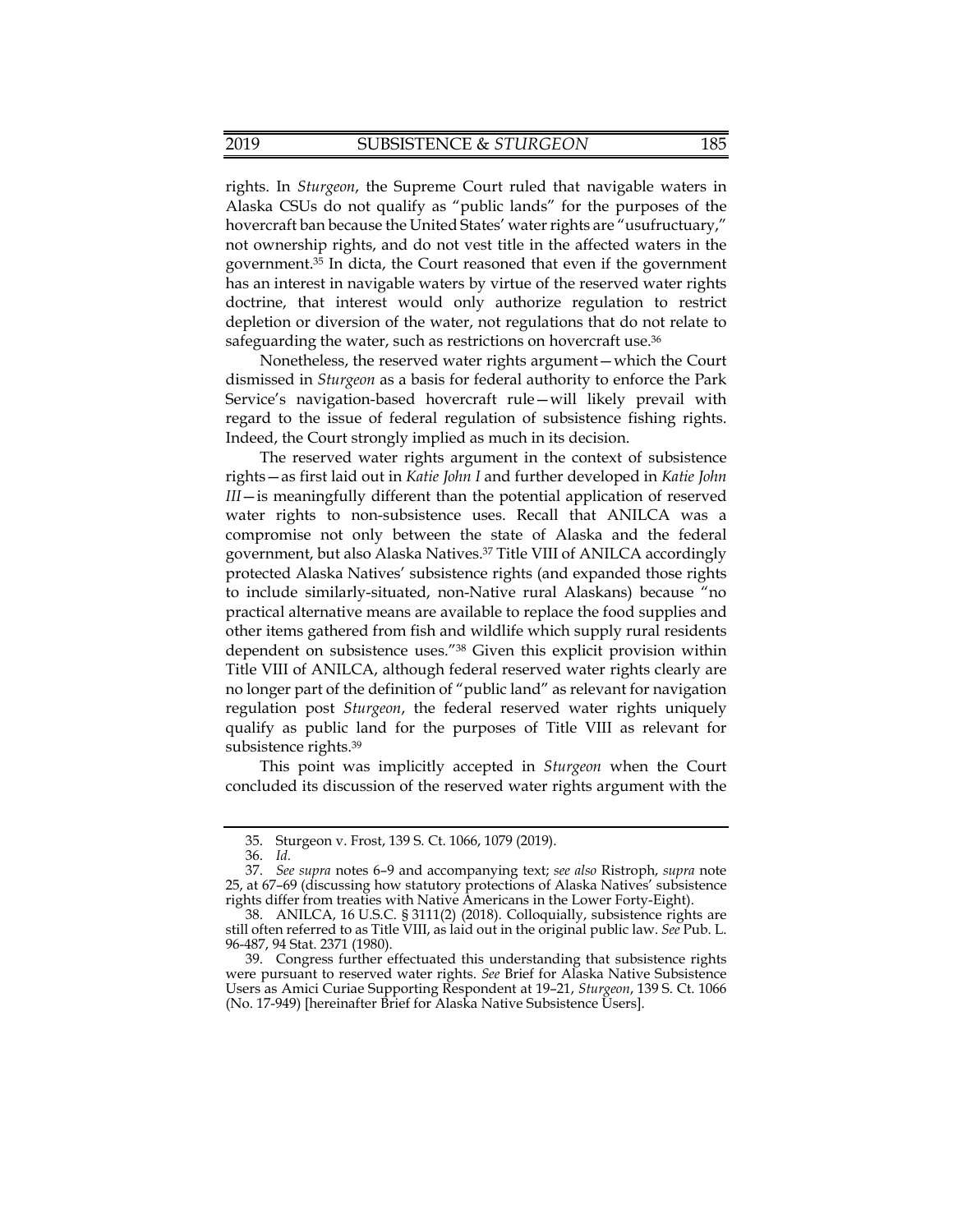rights. In *Sturgeon*, the Supreme Court ruled that navigable waters in Alaska CSUs do not qualify as "public lands" for the purposes of the hovercraft ban because the United States' water rights are "usufructuary," not ownership rights, and do not vest title in the affected waters in the government.[35] In dicta, the Court reasoned that even if the government has an interest in navigable waters by virtue of the reserved water rights doctrine, that interest would only authorize regulation to restrict depletion or diversion of the water, not regulations that do not relate to safeguarding the water, such as restrictions on hovercraft use.[36]

Nonetheless, the reserved water rights argument—which the Court dismissed in *Sturgeon* as a basis for federal authority to enforce the Park Service's navigation-based hovercraft rule—will likely prevail with regard to the issue of federal regulation of subsistence fishing rights. Indeed, the Court strongly implied as much in its decision.

The reserved water rights argument in the context of subsistence rights—as first laid out in *Katie John I* and further developed in *Katie John III*—is meaningfully different than the potential application of reserved water rights to non-subsistence uses. Recall that ANILCA was a compromise not only between the state of Alaska and the federal government, but also Alaska Natives.[37] Title VIII of ANILCA accordingly protected Alaska Natives' subsistence rights (and expanded those rights to include similarly-situated, non-Native rural Alaskans) because "no practical alternative means are available to replace the food supplies and other items gathered from fish and wildlife which supply rural residents dependent on subsistence uses."[38] Given this explicit provision within Title VIII of ANILCA, although federal reserved water rights clearly are no longer part of the definition of "public land" as relevant for navigation regulation post *Sturgeon*, the federal reserved water rights uniquely qualify as public land for the purposes of Title VIII as relevant for subsistence rights.[39]

This point was implicitly accepted in *Sturgeon* when the Court concluded its discussion of the reserved water rights argument with the

---

35. Sturgeon v. Frost, 139 S. Ct. 1066, 1079 (2019).

36. *Id.*

37. *See supra* notes 6–9 and accompanying text; *see also* Ristroph, *supra* note 25, at 67–69 (discussing how statutory protections of Alaska Natives' subsistence rights differ from treaties with Native Americans in the Lower Forty-Eight).

38. ANILCA, 16 U.S.C. § 3111(2) (2018). Colloquially, subsistence rights are still often referred to as Title VIII, as laid out in the original public law. *See* Pub. L. 96-487, 94 Stat. 2371 (1980).

39. Congress further effectuated this understanding that subsistence rights were pursuant to reserved water rights. *See* Brief for Alaska Native Subsistence Users as Amici Curiae Supporting Respondent at 19–21, *Sturgeon*, 139 S. Ct. 1066 (No. 17-949) [hereinafter Brief for Alaska Native Subsistence Users].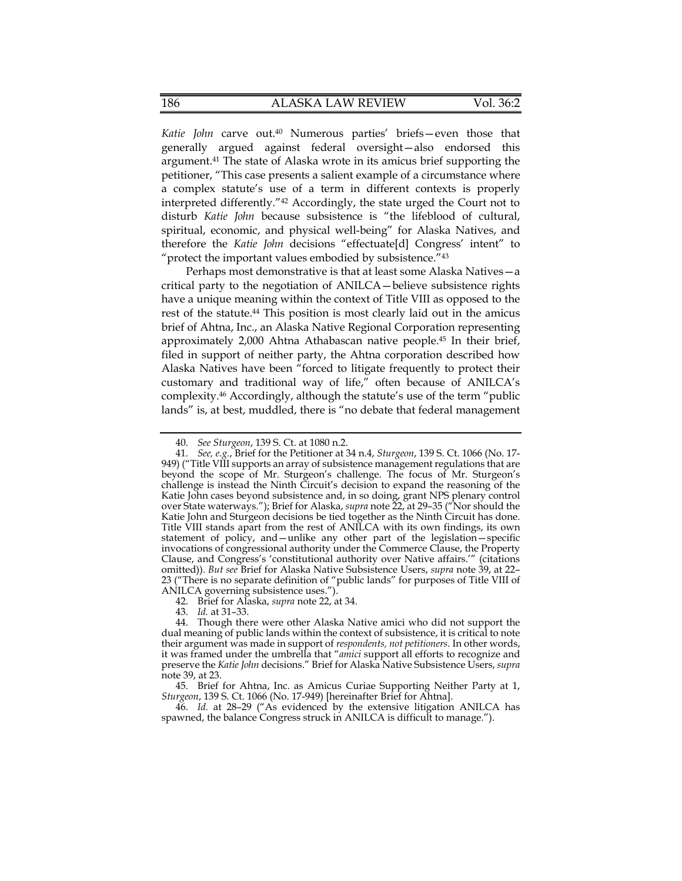*Katie John* carve out.[40] Numerous parties' briefs—even those that generally argued against federal oversight—also endorsed this argument.[41] The state of Alaska wrote in its amicus brief supporting the petitioner, "This case presents a salient example of a circumstance where a complex statute's use of a term in different contexts is properly interpreted differently."[42] Accordingly, the state urged the Court not to disturb *Katie John* because subsistence is "the lifeblood of cultural, spiritual, economic, and physical well-being" for Alaska Natives, and therefore the *Katie John* decisions "effectuate[d] Congress' intent" to "protect the important values embodied by subsistence."[43]

Perhaps most demonstrative is that at least some Alaska Natives—a critical party to the negotiation of ANILCA—believe subsistence rights have a unique meaning within the context of Title VIII as opposed to the rest of the statute.[44] This position is most clearly laid out in the amicus brief of Ahtna, Inc., an Alaska Native Regional Corporation representing approximately 2,000 Ahtna Athabascan native people.[45] In their brief, filed in support of neither party, the Ahtna corporation described how Alaska Natives have been "forced to litigate frequently to protect their customary and traditional way of life," often because of ANILCA's complexity.[46] Accordingly, although the statute's use of the term "public lands" is, at best, muddled, there is "no debate that federal management

---

40. *See Sturgeon*, 139 S. Ct. at 1080 n.2.

41. *See, e.g.*, Brief for the Petitioner at 34 n.4, *Sturgeon*, 139 S. Ct. 1066 (No. 17-949) ("Title VIII supports an array of subsistence management regulations that are beyond the scope of Mr. Sturgeon's challenge. The focus of Mr. Sturgeon's challenge is instead the Ninth Circuit's decision to expand the reasoning of the Katie John cases beyond subsistence and, in so doing, grant NPS plenary control over State waterways."); Brief for Alaska, *supra* note 22, at 29–35 ("Nor should the Katie John and Sturgeon decisions be tied together as the Ninth Circuit has done. Title VIII stands apart from the rest of ANILCA with its own findings, its own statement of policy, and—unlike any other part of the legislation—specific invocations of congressional authority under the Commerce Clause, the Property Clause, and Congress's 'constitutional authority over Native affairs.'" (citations omitted)). *But see* Brief for Alaska Native Subsistence Users, *supra* note 39, at 22–23 ("There is no separate definition of "public lands" for purposes of Title VIII of ANILCA governing subsistence uses.").

42. Brief for Alaska, *supra* note 22, at 34.

43. *Id.* at 31–33.

44. Though there were other Alaska Native amici who did not support the dual meaning of public lands within the context of subsistence, it is critical to note their argument was made in support of *respondents, not petitioners*. In other words, it was framed under the umbrella that "*amici* support all efforts to recognize and preserve the *Katie John* decisions." Brief for Alaska Native Subsistence Users, *supra* note 39, at 23.

45. Brief for Ahtna, Inc. as Amicus Curiae Supporting Neither Party at 1, *Sturgeon*, 139 S. Ct. 1066 (No. 17-949) [hereinafter Brief for Ahtna].

46. *Id.* at 28–29 ("As evidenced by the extensive litigation ANILCA has spawned, the balance Congress struck in ANILCA is difficult to manage.").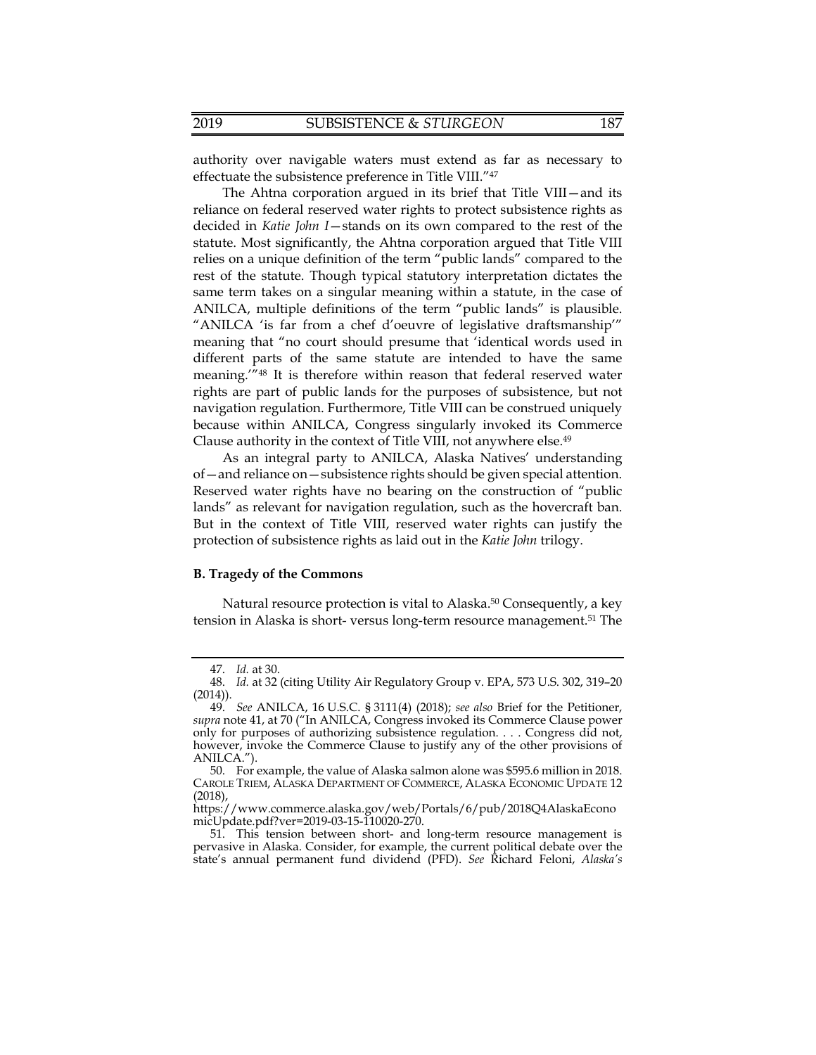authority over navigable waters must extend as far as necessary to effectuate the subsistence preference in Title VIII."[47]

The Ahtna corporation argued in its brief that Title VIII—and its reliance on federal reserved water rights to protect subsistence rights as decided in *Katie John I*—stands on its own compared to the rest of the statute. Most significantly, the Ahtna corporation argued that Title VIII relies on a unique definition of the term "public lands" compared to the rest of the statute. Though typical statutory interpretation dictates the same term takes on a singular meaning within a statute, in the case of ANILCA, multiple definitions of the term "public lands" is plausible. "ANILCA 'is far from a chef d'oeuvre of legislative draftsmanship'" meaning that "no court should presume that 'identical words used in different parts of the same statute are intended to have the same meaning.'"[48] It is therefore within reason that federal reserved water rights are part of public lands for the purposes of subsistence, but not navigation regulation. Furthermore, Title VIII can be construed uniquely because within ANILCA, Congress singularly invoked its Commerce Clause authority in the context of Title VIII, not anywhere else.[49]

As an integral party to ANILCA, Alaska Natives' understanding of—and reliance on—subsistence rights should be given special attention. Reserved water rights have no bearing on the construction of "public lands" as relevant for navigation regulation, such as the hovercraft ban. But in the context of Title VIII, reserved water rights can justify the protection of subsistence rights as laid out in the *Katie John* trilogy.

### B. Tragedy of the Commons

Natural resource protection is vital to Alaska.[50] Consequently, a key tension in Alaska is short- versus long-term resource management.[51] The

---

47. *Id.* at 30.

48. *Id.* at 32 (citing Utility Air Regulatory Group v. EPA, 573 U.S. 302, 319–20 (2014)).

49. *See* ANILCA, 16 U.S.C. § 3111(4) (2018); *see also* Brief for the Petitioner, *supra* note 41, at 70 ("In ANILCA, Congress invoked its Commerce Clause power only for purposes of authorizing subsistence regulation. . . . Congress did not, however, invoke the Commerce Clause to justify any of the other provisions of ANILCA.").

50. For example, the value of Alaska salmon alone was $595.6 million in 2018. CAROLE TRIEM, ALASKA DEPARTMENT OF COMMERCE, ALASKA ECONOMIC UPDATE 12 (2018), https://www.commerce.alaska.gov/web/Portals/6/pub/2018Q4AlaskaEconomicUpdate.pdf?ver=2019-03-15-110020-270.

51. This tension between short- and long-term resource management is pervasive in Alaska. Consider, for example, the current political debate over the state's annual permanent fund dividend (PFD). *See* Richard Feloni, *Alaska's*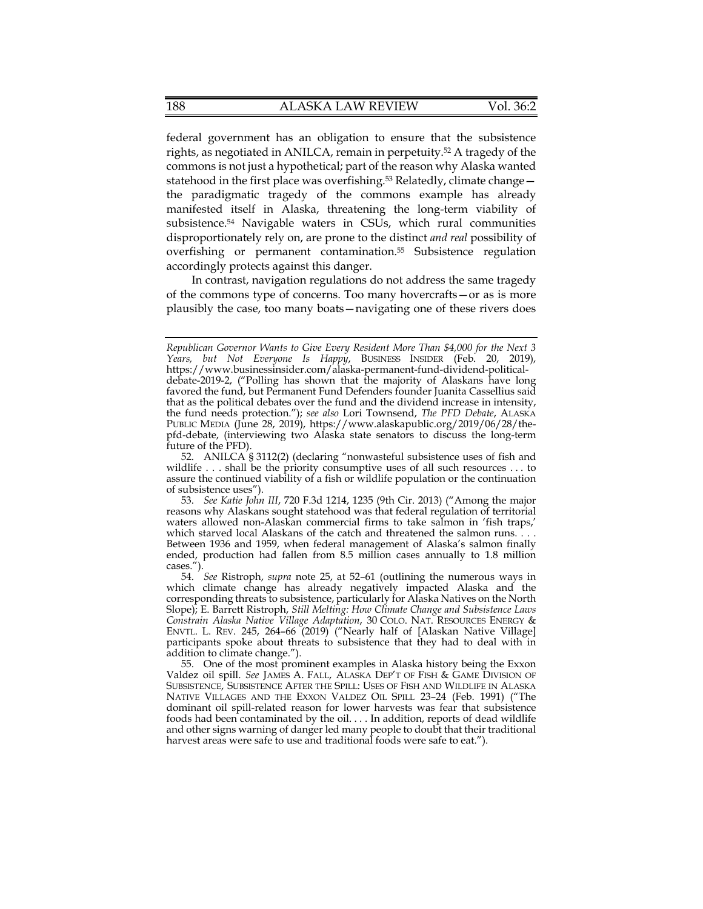federal government has an obligation to ensure that the subsistence rights, as negotiated in ANILCA, remain in perpetuity.[52] A tragedy of the commons is not just a hypothetical; part of the reason why Alaska wanted statehood in the first place was overfishing.[53] Relatedly, climate change—the paradigmatic tragedy of the commons example has already manifested itself in Alaska, threatening the long-term viability of subsistence.[54] Navigable waters in CSUs, which rural communities disproportionately rely on, are prone to the distinct *and real* possibility of overfishing or permanent contamination.[55] Subsistence regulation accordingly protects against this danger.

In contrast, navigation regulations do not address the same tragedy of the commons type of concerns. Too many hovercrafts—or as is more plausibly the case, too many boats—navigating one of these rivers does

---

*Republican Governor Wants to Give Every Resident More Than $4,000 for the Next 3 Years, but Not Everyone Is Happy*, BUSINESS INSIDER (Feb. 20, 2019), https://www.businessinsider.com/alaska-permanent-fund-dividend-political-debate-2019-2, ("Polling has shown that the majority of Alaskans have long favored the fund, but Permanent Fund Defenders founder Juanita Cassellius said that as the political debates over the fund and the dividend increase in intensity, the fund needs protection."); *see also* Lori Townsend, *The PFD Debate*, ALASKA PUBLIC MEDIA (June 28, 2019), https://www.alaskapublic.org/2019/06/28/the-pfd-debate, (interviewing two Alaska state senators to discuss the long-term future of the PFD).

52. ANILCA § 3112(2) (declaring "nonwasteful subsistence uses of fish and wildlife . . . shall be the priority consumptive uses of all such resources . . . to assure the continued viability of a fish or wildlife population or the continuation of subsistence uses").

53. *See Katie John III*, 720 F.3d 1214, 1235 (9th Cir. 2013) ("Among the major reasons why Alaskans sought statehood was that federal regulation of territorial waters allowed non-Alaskan commercial firms to take salmon in 'fish traps,' which starved local Alaskans of the catch and threatened the salmon runs. . . . Between 1936 and 1959, when federal management of Alaska's salmon finally ended, production had fallen from 8.5 million cases annually to 1.8 million cases.").

54. *See* Ristroph, *supra* note 25, at 52–61 (outlining the numerous ways in which climate change has already negatively impacted Alaska and the corresponding threats to subsistence, particularly for Alaska Natives on the North Slope); E. Barrett Ristroph, *Still Melting: How Climate Change and Subsistence Laws Constrain Alaska Native Village Adaptation*, 30 COLO. NAT. RESOURCES ENERGY & ENVTL. L. REV. 245, 264–66 (2019) ("Nearly half of [Alaskan Native Village] participants spoke about threats to subsistence that they had to deal with in addition to climate change.").

55. One of the most prominent examples in Alaska history being the Exxon Valdez oil spill. *See* JAMES A. FALL, ALASKA DEP'T OF FISH & GAME DIVISION OF SUBSISTENCE, SUBSISTENCE AFTER THE SPILL: USES OF FISH AND WILDLIFE IN ALASKA NATIVE VILLAGES AND THE EXXON VALDEZ OIL SPILL 23–24 (Feb. 1991) ("The dominant oil spill-related reason for lower harvests was fear that subsistence foods had been contaminated by the oil. . . . In addition, reports of dead wildlife and other signs warning of danger led many people to doubt that their traditional harvest areas were safe to use and traditional foods were safe to eat.").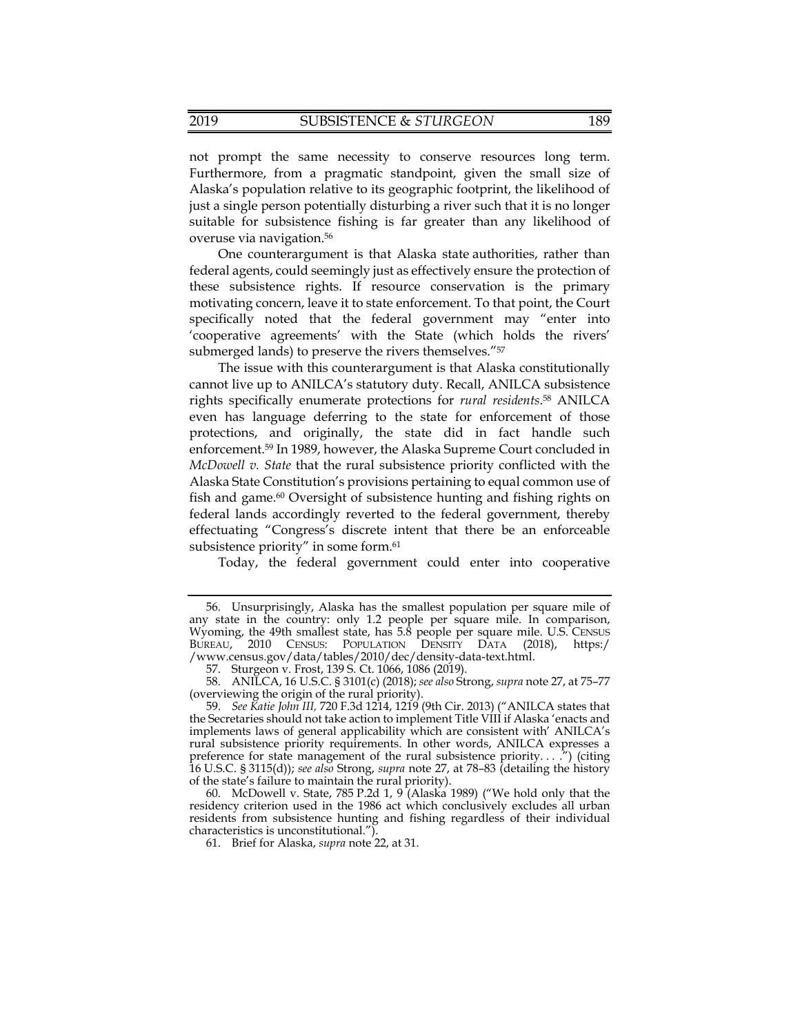not prompt the same necessity to conserve resources long term. Furthermore, from a pragmatic standpoint, given the small size of Alaska's population relative to its geographic footprint, the likelihood of just a single person potentially disturbing a river such that it is no longer suitable for subsistence fishing is far greater than any likelihood of overuse via navigation.[56]

One counterargument is that Alaska state authorities, rather than federal agents, could seemingly just as effectively ensure the protection of these subsistence rights. If resource conservation is the primary motivating concern, leave it to state enforcement. To that point, the Court specifically noted that the federal government may "enter into 'cooperative agreements' with the State (which holds the rivers' submerged lands) to preserve the rivers themselves."[57]

The issue with this counterargument is that Alaska constitutionally cannot live up to ANILCA's statutory duty. Recall, ANILCA subsistence rights specifically enumerate protections for *rural residents*.[58] ANILCA even has language deferring to the state for enforcement of those protections, and originally, the state did in fact handle such enforcement.[59] In 1989, however, the Alaska Supreme Court concluded in *McDowell v. State* that the rural subsistence priority conflicted with the Alaska State Constitution's provisions pertaining to equal common use of fish and game.[60] Oversight of subsistence hunting and fishing rights on federal lands accordingly reverted to the federal government, thereby effectuating "Congress's discrete intent that there be an enforceable subsistence priority" in some form.[61]

Today, the federal government could enter into cooperative

---

56. Unsurprisingly, Alaska has the smallest population per square mile of any state in the country: only 1.2 people per square mile. In comparison, Wyoming, the 49th smallest state, has 5.8 people per square mile. U.S. CENSUS BUREAU, 2010 CENSUS: POPULATION DENSITY DATA (2018), https://www.census.gov/data/tables/2010/dec/density-data-text.html.

57. Sturgeon v. Frost, 139 S. Ct. 1066, 1086 (2019).

58. ANILCA, 16 U.S.C. § 3101(c) (2018); *see also* Strong, *supra* note 27, at 75–77 (overviewing the origin of the rural priority).

59. *See Katie John III,* 720 F.3d 1214, 1219 (9th Cir. 2013) ("ANILCA states that the Secretaries should not take action to implement Title VIII if Alaska 'enacts and implements laws of general applicability which are consistent with' ANILCA's rural subsistence priority requirements. In other words, ANILCA expresses a preference for state management of the rural subsistence priority. . . .") (citing 16 U.S.C. § 3115(d)); *see also* Strong, *supra* note 27, at 78–83 (detailing the history of the state's failure to maintain the rural priority).

60. McDowell v. State, 785 P.2d 1, 9 (Alaska 1989) ("We hold only that the residency criterion used in the 1986 act which conclusively excludes all urban residents from subsistence hunting and fishing regardless of their individual characteristics is unconstitutional.").

61. Brief for Alaska, *supra* note 22, at 31.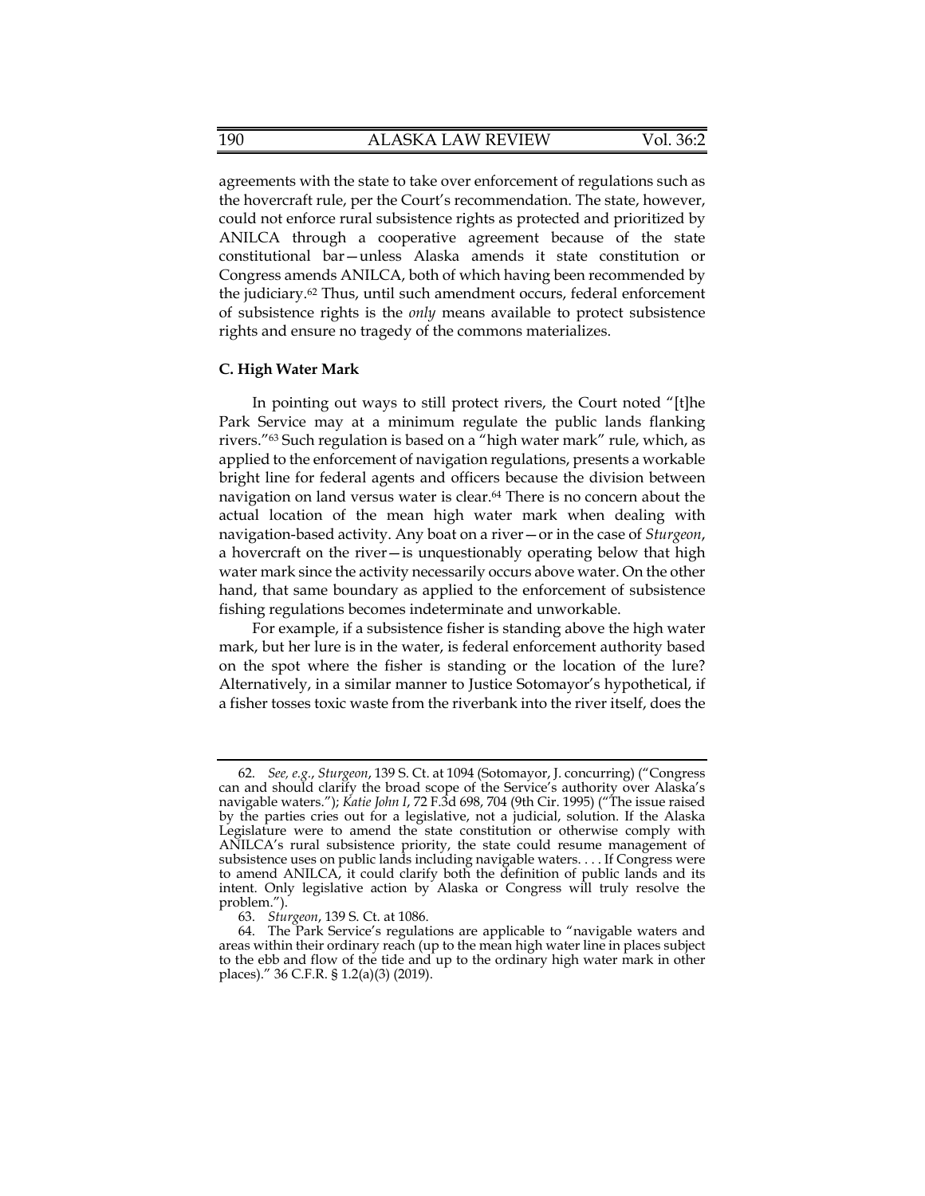agreements with the state to take over enforcement of regulations such as the hovercraft rule, per the Court's recommendation. The state, however, could not enforce rural subsistence rights as protected and prioritized by ANILCA through a cooperative agreement because of the state constitutional bar—unless Alaska amends it state constitution or Congress amends ANILCA, both of which having been recommended by the judiciary.[62] Thus, until such amendment occurs, federal enforcement of subsistence rights is the *only* means available to protect subsistence rights and ensure no tragedy of the commons materializes.

**C. High Water Mark**

In pointing out ways to still protect rivers, the Court noted "[t]he Park Service may at a minimum regulate the public lands flanking rivers."[63] Such regulation is based on a "high water mark" rule, which, as applied to the enforcement of navigation regulations, presents a workable bright line for federal agents and officers because the division between navigation on land versus water is clear.[64] There is no concern about the actual location of the mean high water mark when dealing with navigation-based activity. Any boat on a river—or in the case of *Sturgeon*, a hovercraft on the river—is unquestionably operating below that high water mark since the activity necessarily occurs above water. On the other hand, that same boundary as applied to the enforcement of subsistence fishing regulations becomes indeterminate and unworkable.

For example, if a subsistence fisher is standing above the high water mark, but her lure is in the water, is federal enforcement authority based on the spot where the fisher is standing or the location of the lure? Alternatively, in a similar manner to Justice Sotomayor's hypothetical, if a fisher tosses toxic waste from the riverbank into the river itself, does the

---

62. *See, e.g.*, *Sturgeon*, 139 S. Ct. at 1094 (Sotomayor, J. concurring) ("Congress can and should clarify the broad scope of the Service's authority over Alaska's navigable waters."); *Katie John I*, 72 F.3d 698, 704 (9th Cir. 1995) ("The issue raised by the parties cries out for a legislative, not a judicial, solution. If the Alaska Legislature were to amend the state constitution or otherwise comply with ANILCA's rural subsistence priority, the state could resume management of subsistence uses on public lands including navigable waters. . . . If Congress were to amend ANILCA, it could clarify both the definition of public lands and its intent. Only legislative action by Alaska or Congress will truly resolve the problem.").

63. *Sturgeon*, 139 S. Ct. at 1086.

64. The Park Service's regulations are applicable to "navigable waters and areas within their ordinary reach (up to the mean high water line in places subject to the ebb and flow of the tide and up to the ordinary high water mark in other places)." 36 C.F.R. § 1.2(a)(3) (2019).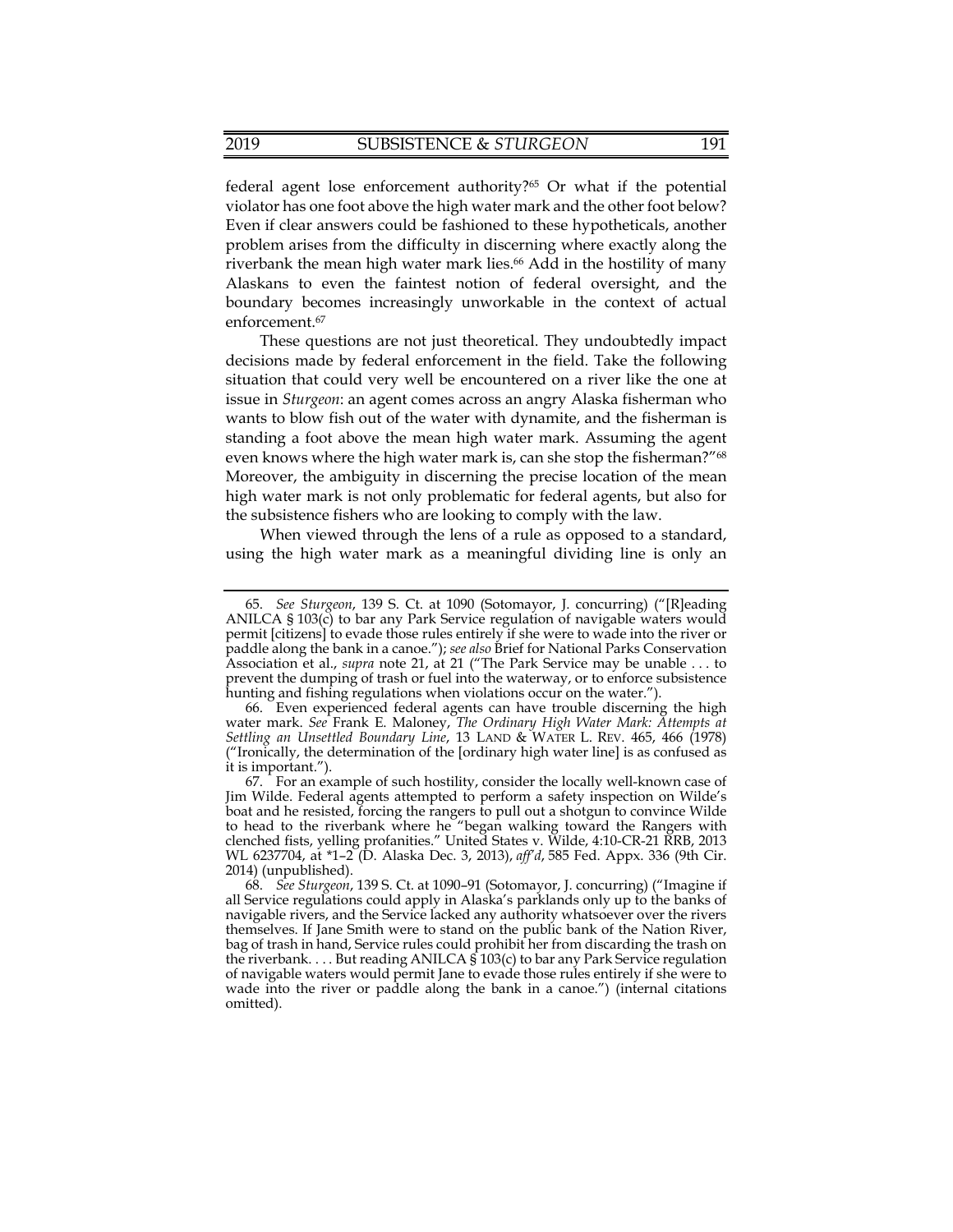federal agent lose enforcement authority?[65] Or what if the potential violator has one foot above the high water mark and the other foot below? Even if clear answers could be fashioned to these hypotheticals, another problem arises from the difficulty in discerning where exactly along the riverbank the mean high water mark lies.[66] Add in the hostility of many Alaskans to even the faintest notion of federal oversight, and the boundary becomes increasingly unworkable in the context of actual enforcement.[67]

These questions are not just theoretical. They undoubtedly impact decisions made by federal enforcement in the field. Take the following situation that could very well be encountered on a river like the one at issue in *Sturgeon*: an agent comes across an angry Alaska fisherman who wants to blow fish out of the water with dynamite, and the fisherman is standing a foot above the mean high water mark. Assuming the agent even knows where the high water mark is, can she stop the fisherman?"[68] Moreover, the ambiguity in discerning the precise location of the mean high water mark is not only problematic for federal agents, but also for the subsistence fishers who are looking to comply with the law.

When viewed through the lens of a rule as opposed to a standard, using the high water mark as a meaningful dividing line is only an

---

65. *See Sturgeon*, 139 S. Ct. at 1090 (Sotomayor, J. concurring) ("[R]eading ANILCA § 103(c) to bar any Park Service regulation of navigable waters would permit [citizens] to evade those rules entirely if she were to wade into the river or paddle along the bank in a canoe."); *see also* Brief for National Parks Conservation Association et al., *supra* note 21, at 21 ("The Park Service may be unable . . . to prevent the dumping of trash or fuel into the waterway, or to enforce subsistence hunting and fishing regulations when violations occur on the water.").

66. Even experienced federal agents can have trouble discerning the high water mark. *See* Frank E. Maloney, *The Ordinary High Water Mark: Attempts at Settling an Unsettled Boundary Line*, 13 LAND & WATER L. REV. 465, 466 (1978) ("Ironically, the determination of the [ordinary high water line] is as confused as it is important.").

67. For an example of such hostility, consider the locally well-known case of Jim Wilde. Federal agents attempted to perform a safety inspection on Wilde's boat and he resisted, forcing the rangers to pull out a shotgun to convince Wilde to head to the riverbank where he "began walking toward the Rangers with clenched fists, yelling profanities." United States v. Wilde, 4:10-CR-21 RRB, 2013 WL 6237704, at *1–2 (D. Alaska Dec. 3, 2013), *aff'd*, 585 Fed. Appx. 336 (9th Cir. 2014) (unpublished).

68. *See Sturgeon*, 139 S. Ct. at 1090–91 (Sotomayor, J. concurring) ("Imagine if all Service regulations could apply in Alaska's parklands only up to the banks of navigable rivers, and the Service lacked any authority whatsoever over the rivers themselves. If Jane Smith were to stand on the public bank of the Nation River, bag of trash in hand, Service rules could prohibit her from discarding the trash on the riverbank. . . . But reading ANILCA § 103(c) to bar any Park Service regulation of navigable waters would permit Jane to evade those rules entirely if she were to wade into the river or paddle along the bank in a canoe.") (internal citations omitted).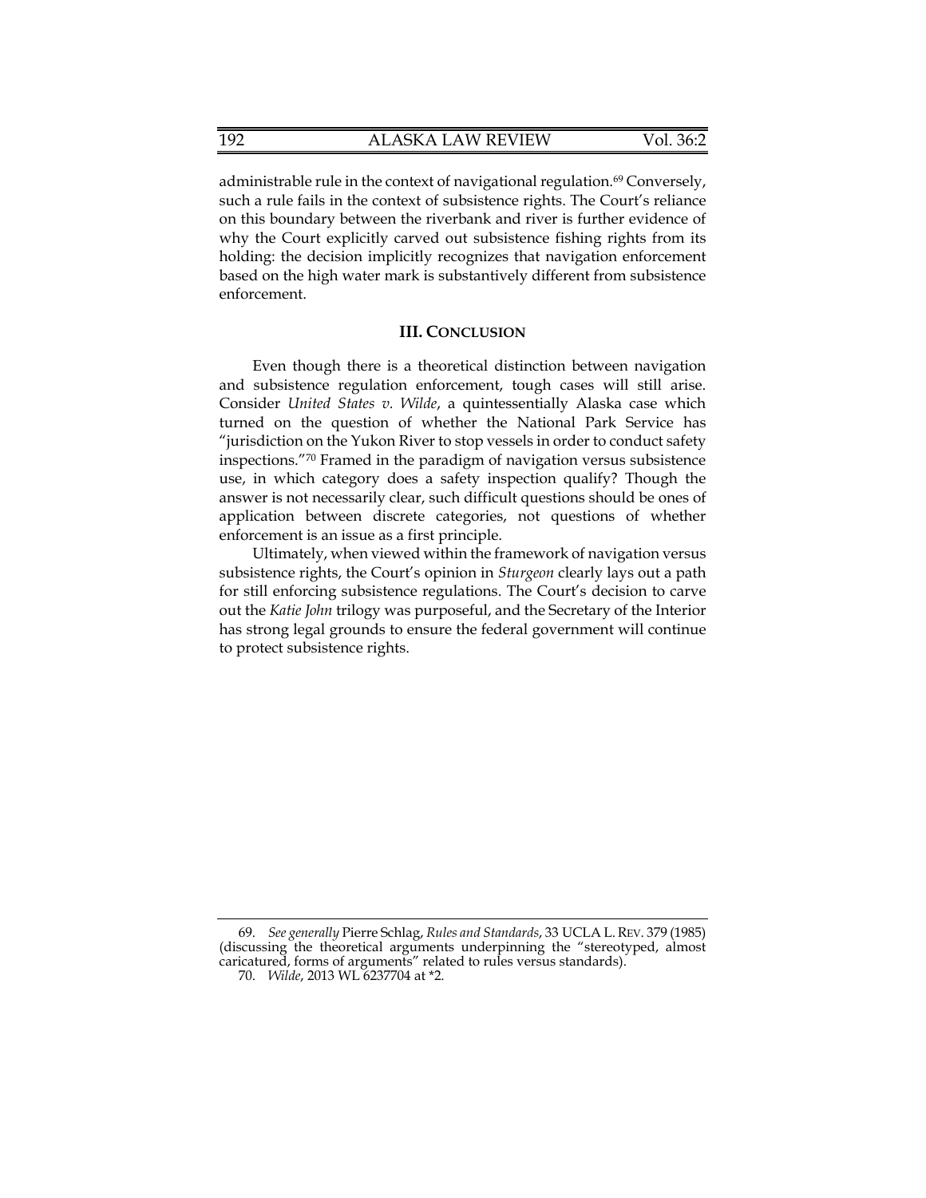administrable rule in the context of navigational regulation.[69] Conversely, such a rule fails in the context of subsistence rights. The Court's reliance on this boundary between the riverbank and river is further evidence of why the Court explicitly carved out subsistence fishing rights from its holding: the decision implicitly recognizes that navigation enforcement based on the high water mark is substantively different from subsistence enforcement.

## III. Conclusion

Even though there is a theoretical distinction between navigation and subsistence regulation enforcement, tough cases will still arise. Consider *United States v. Wilde*, a quintessentially Alaska case which turned on the question of whether the National Park Service has "jurisdiction on the Yukon River to stop vessels in order to conduct safety inspections."[70] Framed in the paradigm of navigation versus subsistence use, in which category does a safety inspection qualify? Though the answer is not necessarily clear, such difficult questions should be ones of application between discrete categories, not questions of whether enforcement is an issue as a first principle.

Ultimately, when viewed within the framework of navigation versus subsistence rights, the Court's opinion in *Sturgeon* clearly lays out a path for still enforcing subsistence regulations. The Court's decision to carve out the *Katie John* trilogy was purposeful, and the Secretary of the Interior has strong legal grounds to ensure the federal government will continue to protect subsistence rights.

---

69. *See generally* Pierre Schlag, *Rules and Standards*, 33 UCLA L. Rev. 379 (1985) (discussing the theoretical arguments underpinning the "stereotyped, almost caricatured, forms of arguments" related to rules versus standards).

70. *Wilde*, 2013 WL 6237704 at *2.